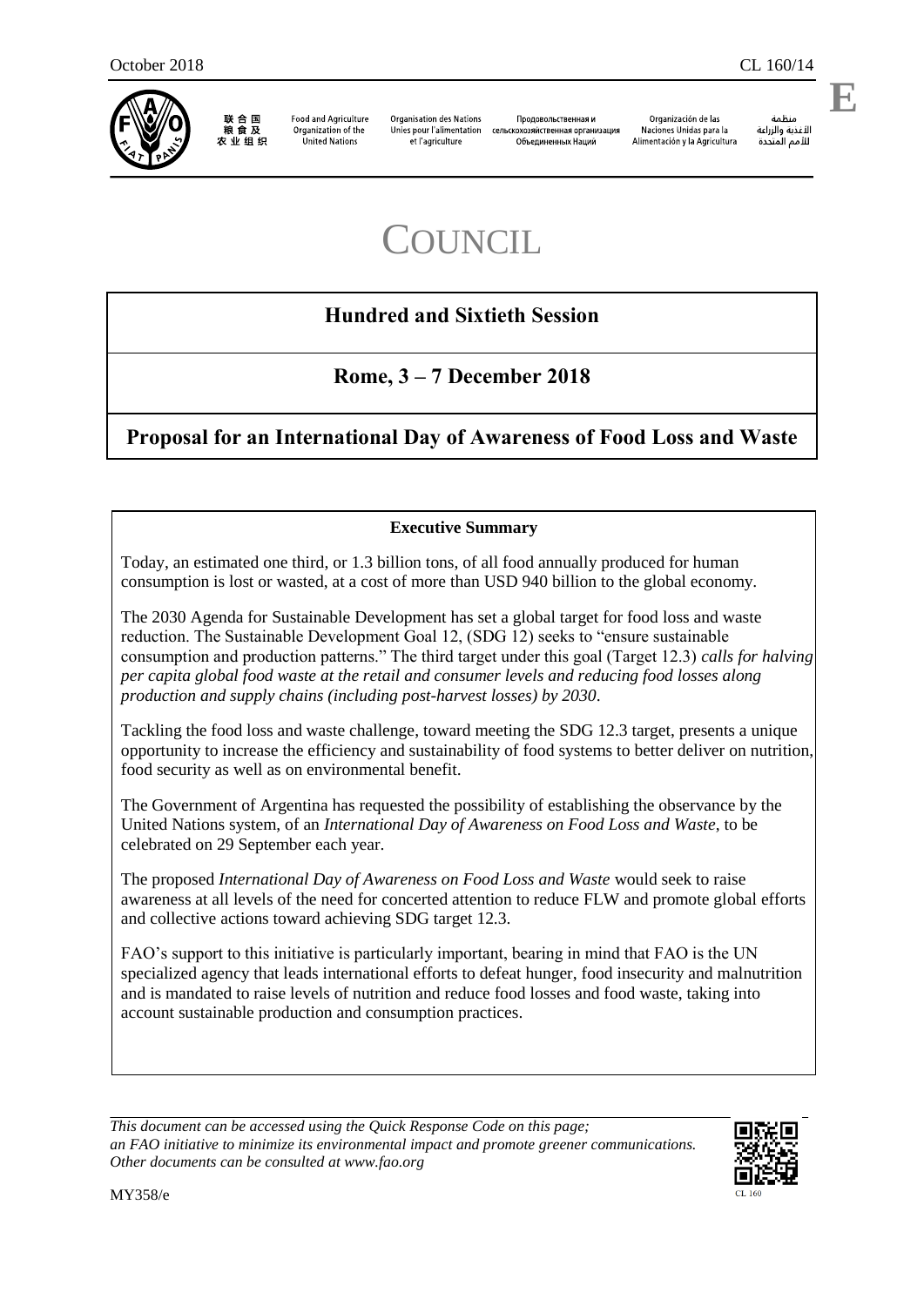October 2018 CL 160/14

E

联合国粮食及农业组织 Food and Agriculture Organization of the United Nations Organisation des Nations Unies pour l'alimentation et l'agriculture Продовольственная и сельскохозяйственная организация Объединенных Наций Organización de las Naciones Unidas para la Alimentación y la Agricultura منظمة الأغذية والزراعة للأمم المتحدة

# COUNCIL

## Hundred and Sixtieth Session

## Rome, 3 – 7 December 2018

## Proposal for an International Day of Awareness of Food Loss and Waste

**Executive Summary**

Today, an estimated one third, or 1.3 billion tons, of all food annually produced for human consumption is lost or wasted, at a cost of more than USD 940 billion to the global economy.

The 2030 Agenda for Sustainable Development has set a global target for food loss and waste reduction. The Sustainable Development Goal 12, (SDG 12) seeks to "ensure sustainable consumption and production patterns." The third target under this goal (Target 12.3) *calls for halving per capita global food waste at the retail and consumer levels and reducing food losses along production and supply chains (including post-harvest losses) by 2030*.

Tackling the food loss and waste challenge, toward meeting the SDG 12.3 target, presents a unique opportunity to increase the efficiency and sustainability of food systems to better deliver on nutrition, food security as well as on environmental benefit.

The Government of Argentina has requested the possibility of establishing the observance by the United Nations system, of an *International Day of Awareness on Food Loss and Waste*, to be celebrated on 29 September each year.

The proposed *International Day of Awareness on Food Loss and Waste* would seek to raise awareness at all levels of the need for concerted attention to reduce FLW and promote global efforts and collective actions toward achieving SDG target 12.3.

FAO's support to this initiative is particularly important, bearing in mind that FAO is the UN specialized agency that leads international efforts to defeat hunger, food insecurity and malnutrition and is mandated to raise levels of nutrition and reduce food losses and food waste, taking into account sustainable production and consumption practices.

*This document can be accessed using the Quick Response Code on this page; an FAO initiative to minimize its environmental impact and promote greener communications. Other documents can be consulted at www.fao.org*

MY358/e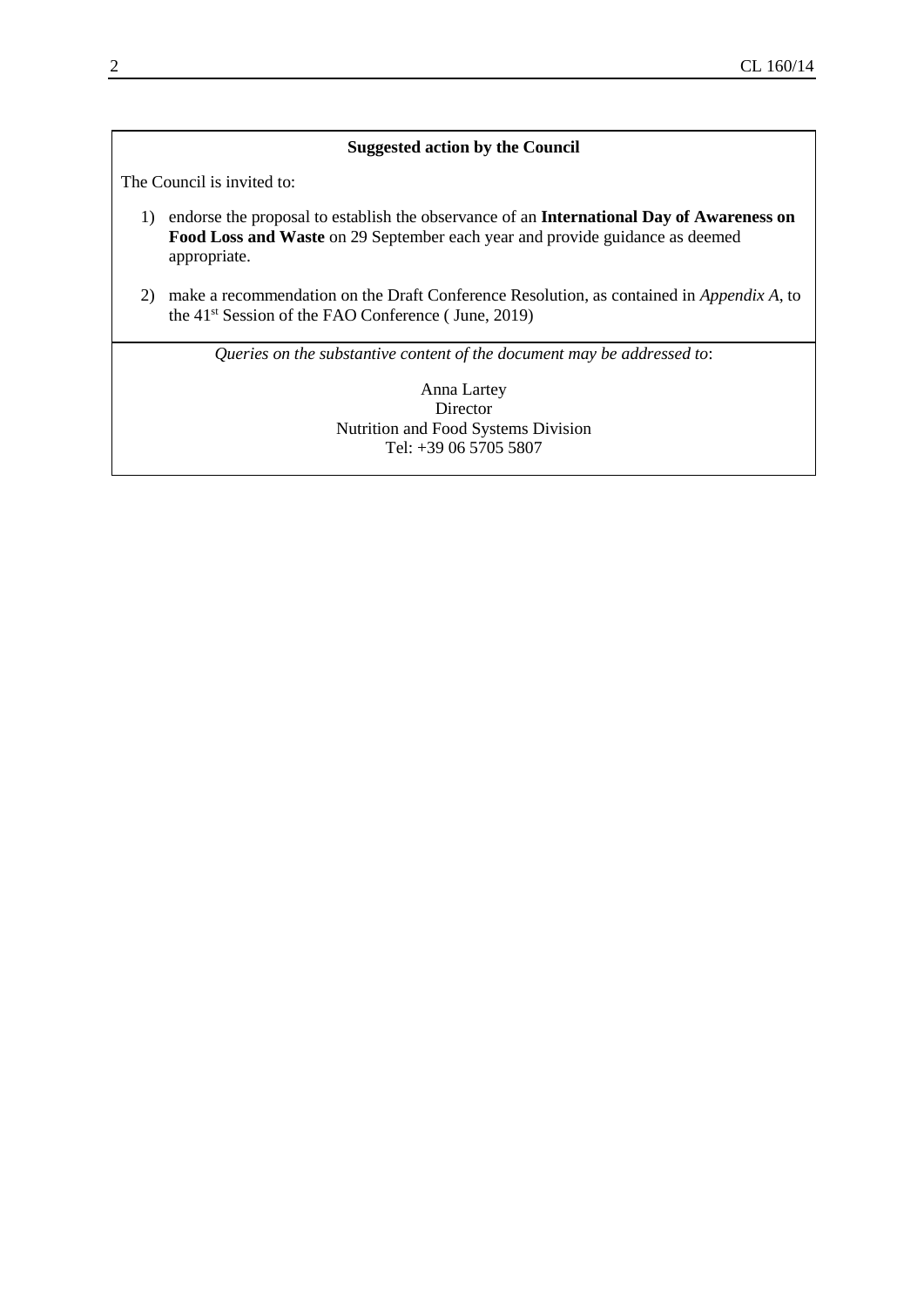**Suggested action by the Council**

The Council is invited to:

1) endorse the proposal to establish the observance of an **International Day of Awareness on Food Loss and Waste** on 29 September each year and provide guidance as deemed appropriate.

2) make a recommendation on the Draft Conference Resolution, as contained in *Appendix A*, to the 41st Session of the FAO Conference ( June, 2019)

*Queries on the substantive content of the document may be addressed to*:

Anna Lartey  
Director  
Nutrition and Food Systems Division  
Tel: +39 06 5705 5807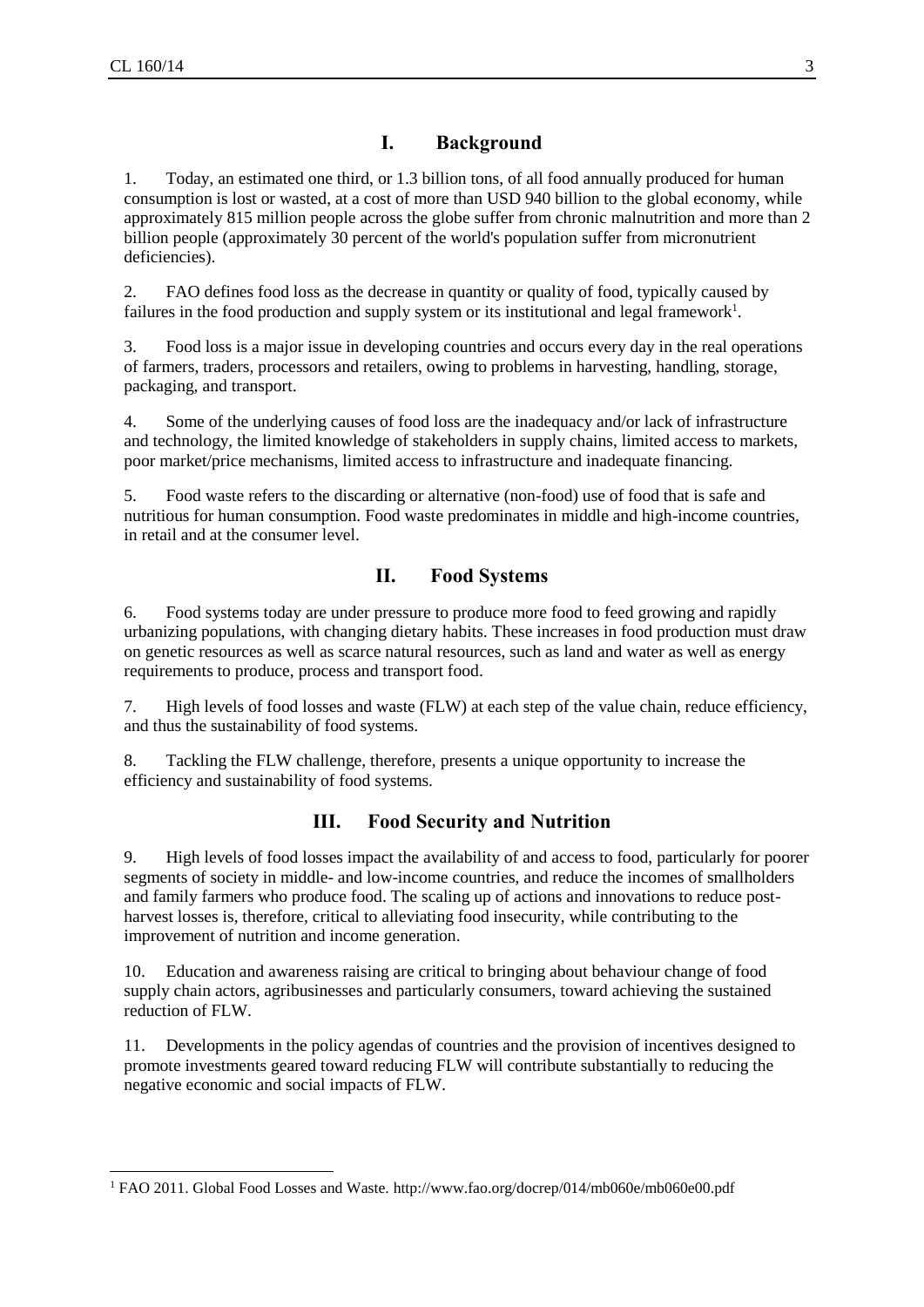## I. Background

1. Today, an estimated one third, or 1.3 billion tons, of all food annually produced for human consumption is lost or wasted, at a cost of more than USD 940 billion to the global economy, while approximately 815 million people across the globe suffer from chronic malnutrition and more than 2 billion people (approximately 30 percent of the world's population suffer from micronutrient deficiencies).

2. FAO defines food loss as the decrease in quantity or quality of food, typically caused by failures in the food production and supply system or its institutional and legal framework[1].

3. Food loss is a major issue in developing countries and occurs every day in the real operations of farmers, traders, processors and retailers, owing to problems in harvesting, handling, storage, packaging, and transport.

4. Some of the underlying causes of food loss are the inadequacy and/or lack of infrastructure and technology, the limited knowledge of stakeholders in supply chains, limited access to markets, poor market/price mechanisms, limited access to infrastructure and inadequate financing.

5. Food waste refers to the discarding or alternative (non-food) use of food that is safe and nutritious for human consumption. Food waste predominates in middle and high-income countries, in retail and at the consumer level.

## II. Food Systems

6. Food systems today are under pressure to produce more food to feed growing and rapidly urbanizing populations, with changing dietary habits. These increases in food production must draw on genetic resources as well as scarce natural resources, such as land and water as well as energy requirements to produce, process and transport food.

7. High levels of food losses and waste (FLW) at each step of the value chain, reduce efficiency, and thus the sustainability of food systems.

8. Tackling the FLW challenge, therefore, presents a unique opportunity to increase the efficiency and sustainability of food systems.

## III. Food Security and Nutrition

9. High levels of food losses impact the availability of and access to food, particularly for poorer segments of society in middle- and low-income countries, and reduce the incomes of smallholders and family farmers who produce food. The scaling up of actions and innovations to reduce post-harvest losses is, therefore, critical to alleviating food insecurity, while contributing to the improvement of nutrition and income generation.

10. Education and awareness raising are critical to bringing about behaviour change of food supply chain actors, agribusinesses and particularly consumers, toward achieving the sustained reduction of FLW.

11. Developments in the policy agendas of countries and the provision of incentives designed to promote investments geared toward reducing FLW will contribute substantially to reducing the negative economic and social impacts of FLW.

---

[1] FAO 2011. Global Food Losses and Waste. http://www.fao.org/docrep/014/mb060e/mb060e00.pdf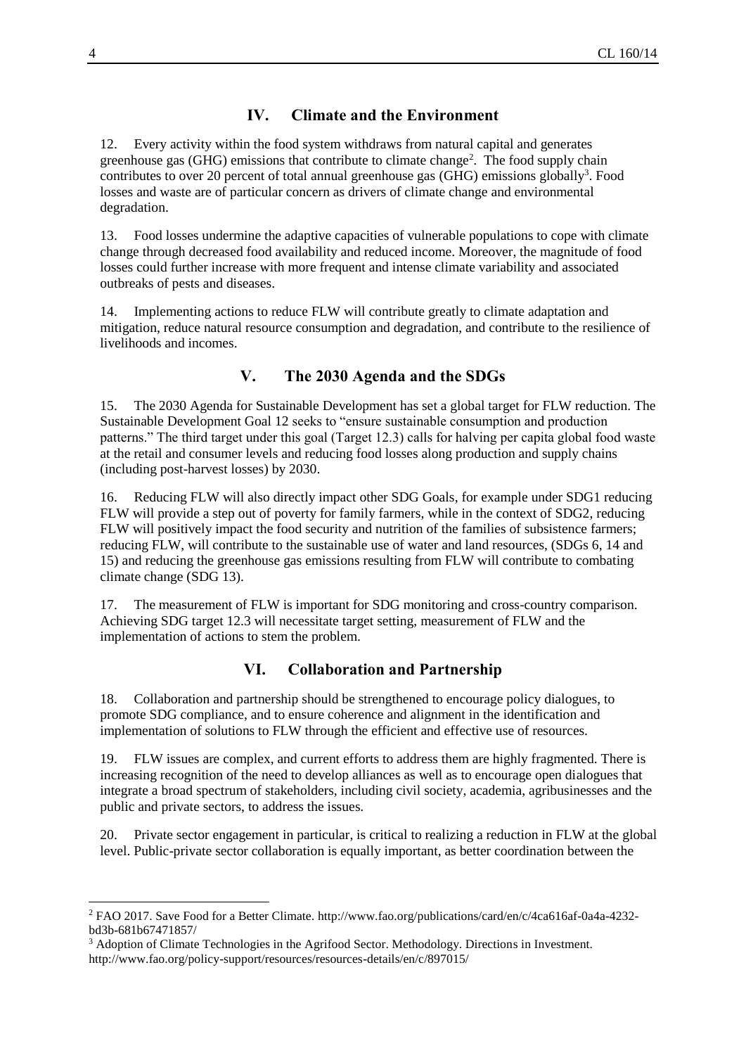## IV. Climate and the Environment

12. Every activity within the food system withdraws from natural capital and generates greenhouse gas (GHG) emissions that contribute to climate change[2]. The food supply chain contributes to over 20 percent of total annual greenhouse gas (GHG) emissions globally[3]. Food losses and waste are of particular concern as drivers of climate change and environmental degradation.

13. Food losses undermine the adaptive capacities of vulnerable populations to cope with climate change through decreased food availability and reduced income. Moreover, the magnitude of food losses could further increase with more frequent and intense climate variability and associated outbreaks of pests and diseases.

14. Implementing actions to reduce FLW will contribute greatly to climate adaptation and mitigation, reduce natural resource consumption and degradation, and contribute to the resilience of livelihoods and incomes.

## V. The 2030 Agenda and the SDGs

15. The 2030 Agenda for Sustainable Development has set a global target for FLW reduction. The Sustainable Development Goal 12 seeks to "ensure sustainable consumption and production patterns." The third target under this goal (Target 12.3) calls for halving per capita global food waste at the retail and consumer levels and reducing food losses along production and supply chains (including post-harvest losses) by 2030.

16. Reducing FLW will also directly impact other SDG Goals, for example under SDG1 reducing FLW will provide a step out of poverty for family farmers, while in the context of SDG2, reducing FLW will positively impact the food security and nutrition of the families of subsistence farmers; reducing FLW, will contribute to the sustainable use of water and land resources, (SDGs 6, 14 and 15) and reducing the greenhouse gas emissions resulting from FLW will contribute to combating climate change (SDG 13).

17. The measurement of FLW is important for SDG monitoring and cross-country comparison. Achieving SDG target 12.3 will necessitate target setting, measurement of FLW and the implementation of actions to stem the problem.

## VI. Collaboration and Partnership

18. Collaboration and partnership should be strengthened to encourage policy dialogues, to promote SDG compliance, and to ensure coherence and alignment in the identification and implementation of solutions to FLW through the efficient and effective use of resources.

19. FLW issues are complex, and current efforts to address them are highly fragmented. There is increasing recognition of the need to develop alliances as well as to encourage open dialogues that integrate a broad spectrum of stakeholders, including civil society, academia, agribusinesses and the public and private sectors, to address the issues.

20. Private sector engagement in particular, is critical to realizing a reduction in FLW at the global level. Public-private sector collaboration is equally important, as better coordination between the

---

[2] FAO 2017. Save Food for a Better Climate. http://www.fao.org/publications/card/en/c/4ca616af-0a4a-4232-bd3b-681b67471857/

[3] Adoption of Climate Technologies in the Agrifood Sector. Methodology. Directions in Investment. http://www.fao.org/policy-support/resources/resources-details/en/c/897015/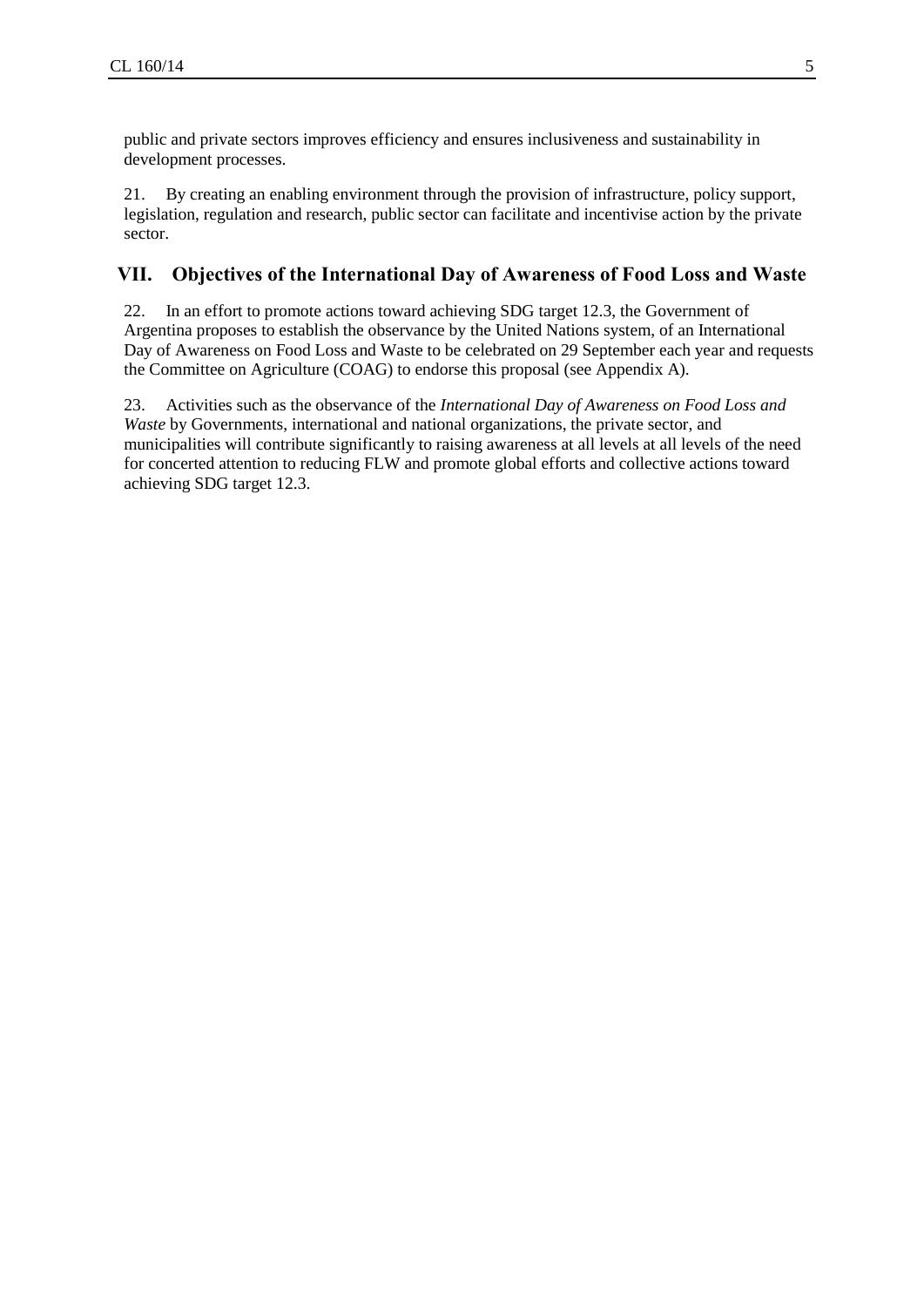public and private sectors improves efficiency and ensures inclusiveness and sustainability in development processes.

21. By creating an enabling environment through the provision of infrastructure, policy support, legislation, regulation and research, public sector can facilitate and incentivise action by the private sector.

## VII. Objectives of the International Day of Awareness of Food Loss and Waste

22. In an effort to promote actions toward achieving SDG target 12.3, the Government of Argentina proposes to establish the observance by the United Nations system, of an International Day of Awareness on Food Loss and Waste to be celebrated on 29 September each year and requests the Committee on Agriculture (COAG) to endorse this proposal (see Appendix A).

23. Activities such as the observance of the *International Day of Awareness on Food Loss and Waste* by Governments, international and national organizations, the private sector, and municipalities will contribute significantly to raising awareness at all levels at all levels of the need for concerted attention to reducing FLW and promote global efforts and collective actions toward achieving SDG target 12.3.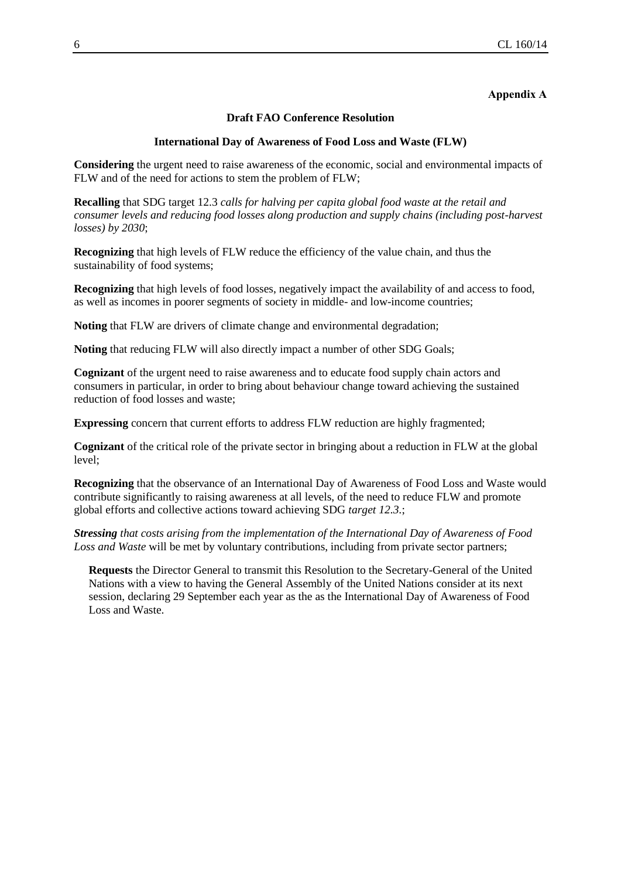**Appendix A**

**Draft FAO Conference Resolution**

**International Day of Awareness of Food Loss and Waste (FLW)**

**Considering** the urgent need to raise awareness of the economic, social and environmental impacts of FLW and of the need for actions to stem the problem of FLW;

**Recalling** that SDG target 12.3 *calls for halving per capita global food waste at the retail and consumer levels and reducing food losses along production and supply chains (including post-harvest losses) by 2030*;

**Recognizing** that high levels of FLW reduce the efficiency of the value chain, and thus the sustainability of food systems;

**Recognizing** that high levels of food losses, negatively impact the availability of and access to food, as well as incomes in poorer segments of society in middle- and low-income countries;

**Noting** that FLW are drivers of climate change and environmental degradation;

**Noting** that reducing FLW will also directly impact a number of other SDG Goals;

**Cognizant** of the urgent need to raise awareness and to educate food supply chain actors and consumers in particular, in order to bring about behaviour change toward achieving the sustained reduction of food losses and waste;

**Expressing** concern that current efforts to address FLW reduction are highly fragmented;

**Cognizant** of the critical role of the private sector in bringing about a reduction in FLW at the global level;

**Recognizing** that the observance of an International Day of Awareness of Food Loss and Waste would contribute significantly to raising awareness at all levels, of the need to reduce FLW and promote global efforts and collective actions toward achieving SDG *target 12.3.*;

***Stressing*** *that costs arising from the implementation of the International Day of Awareness of Food Loss and Waste* will be met by voluntary contributions, including from private sector partners;

**Requests** the Director General to transmit this Resolution to the Secretary-General of the United Nations with a view to having the General Assembly of the United Nations consider at its next session, declaring 29 September each year as the as the International Day of Awareness of Food Loss and Waste.